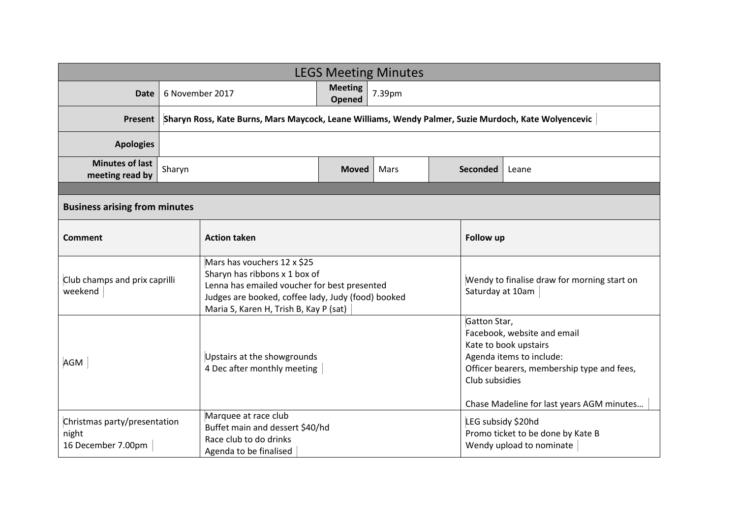# LEGS Meeting Minutes

| | | | | | |
|---|---|---|---|---|---|
| **Date** | 6 November 2017 | **Meeting Opened** | 7.39pm | | |
| **Present** | **Sharyn Ross, Kate Burns, Mars Maycock, Leane Williams, Wendy Palmer, Suzie Murdoch, Kate Wolyencevic** | | | | |
| **Apologies** | | | | | |
| **Minutes of last meeting read by** | Sharyn | **Moved** | Mars | **Seconded** | Leane |

## Business arising from minutes

| **Comment** | **Action taken** | **Follow up** |
|---|---|---|
| Club champs and prix caprilli weekend | Mars has vouchers 12 x $25<br>Sharyn has ribbons x 1 box of<br>Lenna has emailed voucher for best presented<br>Judges are booked, coffee lady, Judy (food) booked<br>Maria S, Karen H, Trish B, Kay P (sat) | Wendy to finalise draw for morning start on Saturday at 10am |
| AGM | Upstairs at the showgrounds<br>4 Dec after monthly meeting | Gatton Star,<br>Facebook, website and email<br>Kate to book upstairs<br>Agenda items to include:<br>Officer bearers, membership type and fees, Club subsidies<br><br>Chase Madeline for last years AGM minutes… |
| Christmas party/presentation night<br>16 December 7.00pm | Marquee at race club<br>Buffet main and dessert $40/hd<br>Race club to do drinks<br>Agenda to be finalised | LEG subsidy $20hd<br>Promo ticket to be done by Kate B<br>Wendy upload to nominate |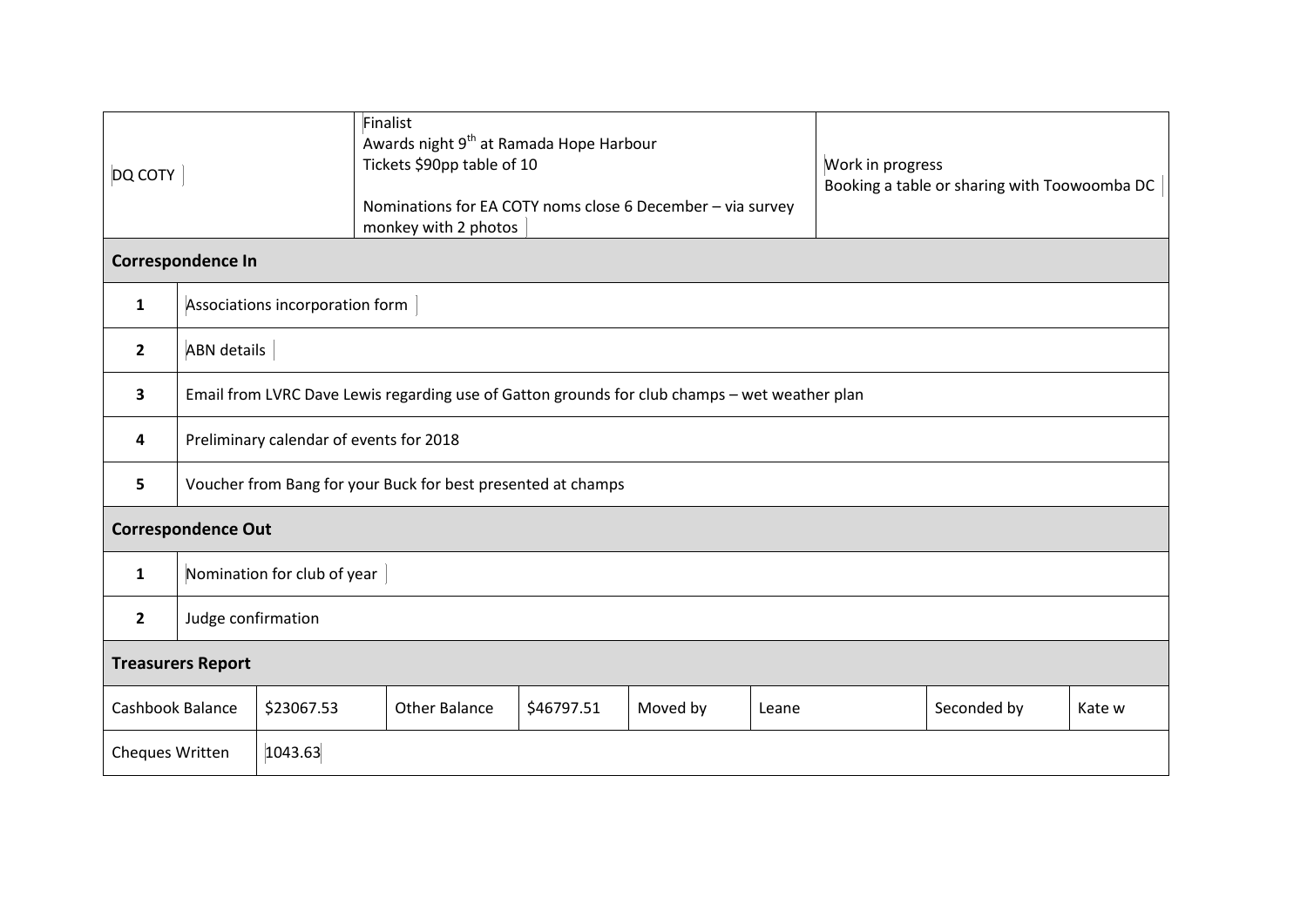| DQ COTY | Finalist<br>Awards night 9th at Ramada Hope Harbour<br>Tickets $90pp table of 10<br><br>Nominations for EA COTY noms close 6 December – via survey monkey with 2 photos | Work in progress<br>Booking a table or sharing with Toowoomba DC |
|---|---|---|

**Correspondence In**

| | |
|---|---|
| 1 | Associations incorporation form |
| 2 | ABN details |
| 3 | Email from LVRC Dave Lewis regarding use of Gatton grounds for club champs – wet weather plan |
| 4 | Preliminary calendar of events for 2018 |
| 5 | Voucher from Bang for your Buck for best presented at champs |

**Correspondence Out**

| | |
|---|---|
| 1 | Nomination for club of year |
| 2 | Judge confirmation |

**Treasurers Report**

| Cashbook Balance | $23067.53 | Other Balance | $46797.51 | Moved by | Leane | Seconded by | Kate w |
|---|---|---|---|---|---|---|---|
| Cheques Written | 1043.63 | | | | | | |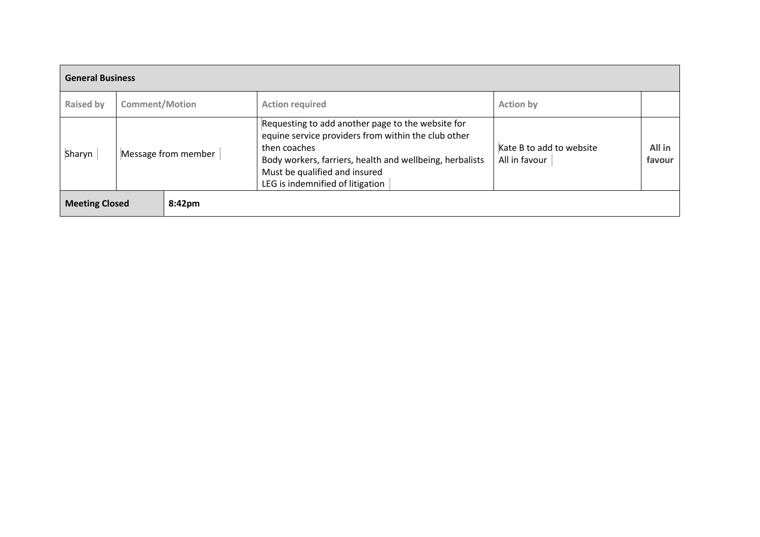| General Business | | | | |
|---|---|---|---|---|
| **Raised by** | **Comment/Motion** | **Action required** | **Action by** | |
| Sharyn | Message from member | Requesting to add another page to the website for equine service providers from within the club other then coaches<br>Body workers, farriers, health and wellbeing, herbalists<br>Must be qualified and insured<br>LEG is indemnified of litigation | Kate B to add to website<br>All in favour | **All in favour** |
| **Meeting Closed** | **8:42pm** | | | |